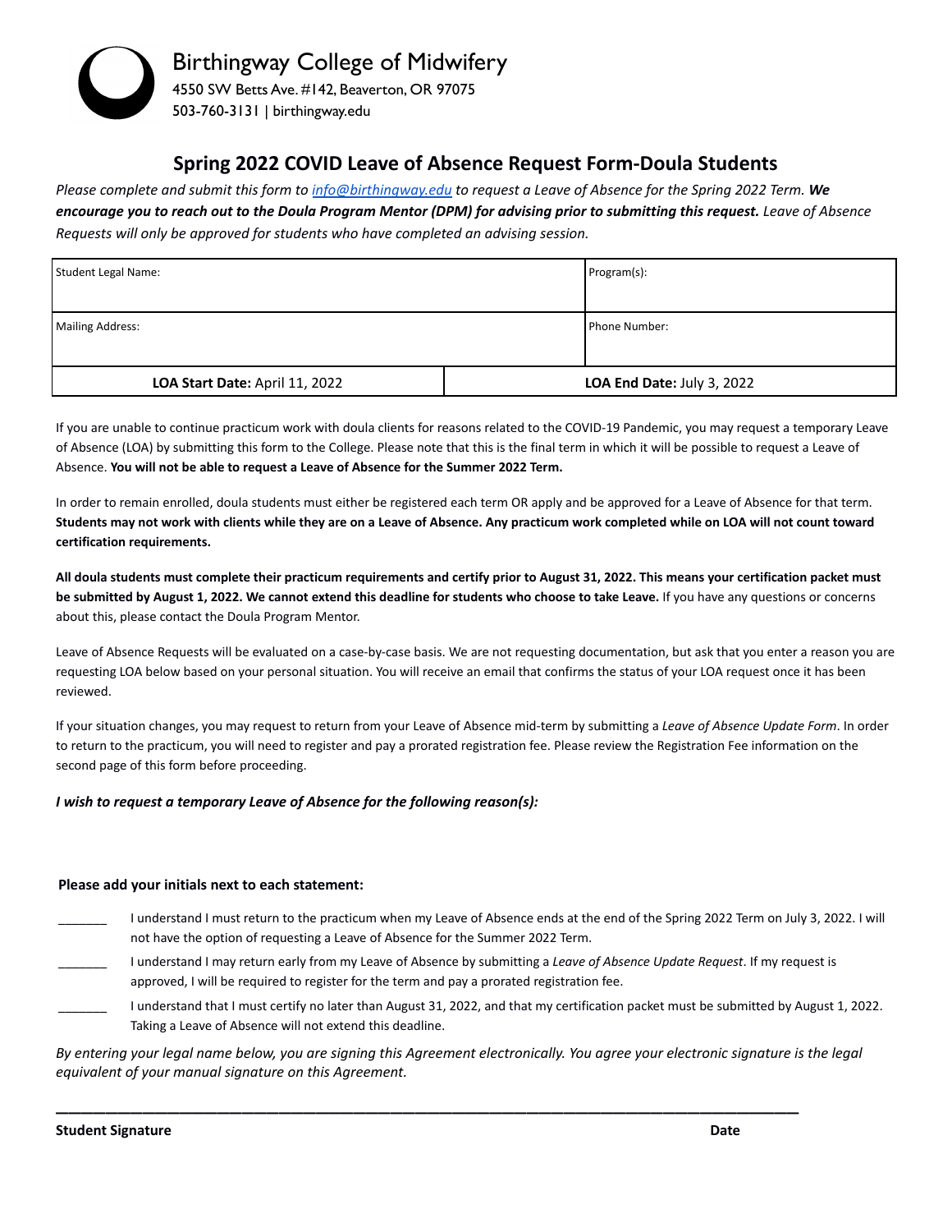Birthingway College of Midwifery
4550 SW Betts Ave. #142, Beaverton, OR 97075
503-760-3131 | birthingway.edu

## Spring 2022 COVID Leave of Absence Request Form-Doula Students

*Please complete and submit this form to [info@birthingway.edu](mailto:info@birthingway.edu) to request a Leave of Absence for the Spring 2022 Term.* ***We encourage you to reach out to the Doula Program Mentor (DPM) for advising prior to submitting this request.*** *Leave of Absence Requests will only be approved for students who have completed an advising session.*

| Student Legal Name: | | Program(s): |
|---|---|---|
| Mailing Address: | | Phone Number: |
| **LOA Start Date:** April 11, 2022 | **LOA End Date:** July 3, 2022 | |

If you are unable to continue practicum work with doula clients for reasons related to the COVID-19 Pandemic, you may request a temporary Leave of Absence (LOA) by submitting this form to the College. Please note that this is the final term in which it will be possible to request a Leave of Absence. **You will not be able to request a Leave of Absence for the Summer 2022 Term.**

In order to remain enrolled, doula students must either be registered each term OR apply and be approved for a Leave of Absence for that term. **Students may not work with clients while they are on a Leave of Absence. Any practicum work completed while on LOA will not count toward certification requirements.**

**All doula students must complete their practicum requirements and certify prior to August 31, 2022. This means your certification packet must be submitted by August 1, 2022. We cannot extend this deadline for students who choose to take Leave.** If you have any questions or concerns about this, please contact the Doula Program Mentor.

Leave of Absence Requests will be evaluated on a case-by-case basis. We are not requesting documentation, but ask that you enter a reason you are requesting LOA below based on your personal situation. You will receive an email that confirms the status of your LOA request once it has been reviewed.

If your situation changes, you may request to return from your Leave of Absence mid-term by submitting a *Leave of Absence Update Form*. In order to return to the practicum, you will need to register and pay a prorated registration fee. Please review the Registration Fee information on the second page of this form before proceeding.

***I wish to request a temporary Leave of Absence for the following reason(s):***

**Please add your initials next to each statement:**

_______ I understand I must return to the practicum when my Leave of Absence ends at the end of the Spring 2022 Term on July 3, 2022. I will not have the option of requesting a Leave of Absence for the Summer 2022 Term.

_______ I understand I may return early from my Leave of Absence by submitting a *Leave of Absence Update Request*. If my request is approved, I will be required to register for the term and pay a prorated registration fee.

_______ I understand that I must certify no later than August 31, 2022, and that my certification packet must be submitted by August 1, 2022. Taking a Leave of Absence will not extend this deadline.

*By entering your legal name below, you are signing this Agreement electronically. You agree your electronic signature is the legal equivalent of your manual signature on this Agreement.*

______________________________________________________________________________

**Student Signature** **Date**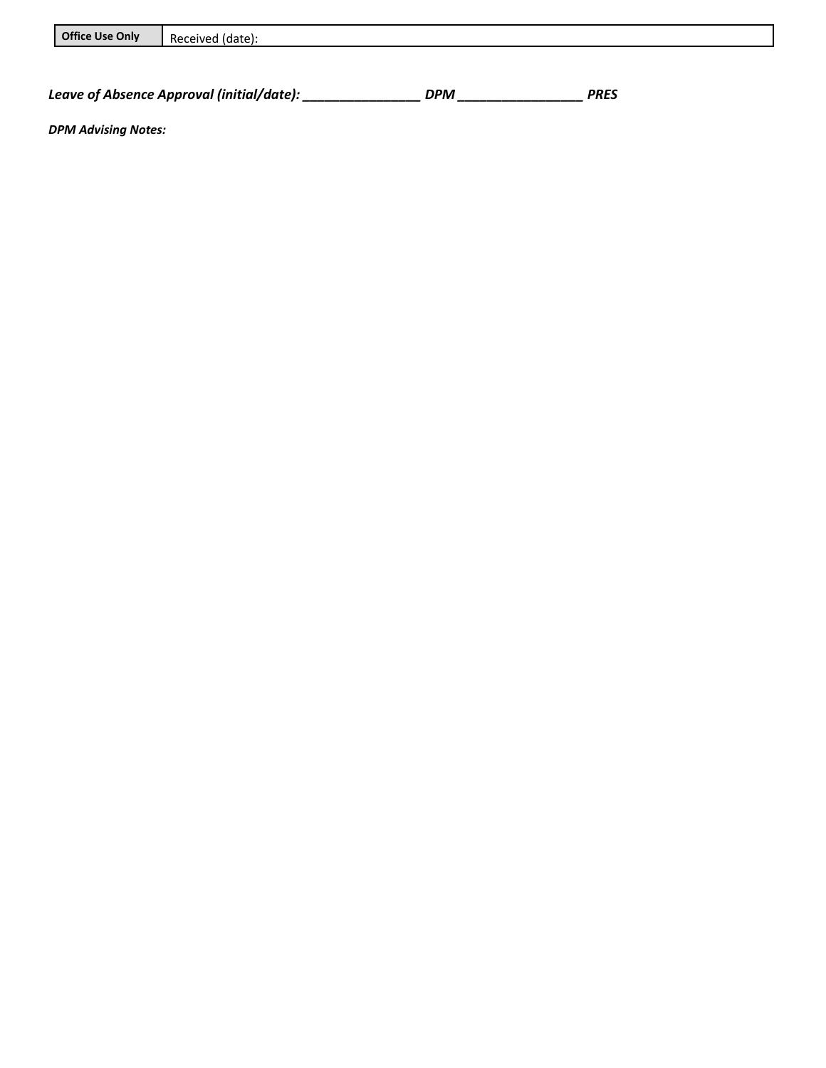| | |
|---|---|
| **Office Use Only** | Received (date): |

***Leave of Absence Approval (initial/date): ________________ DPM _________________ PRES***

***DPM Advising Notes:***